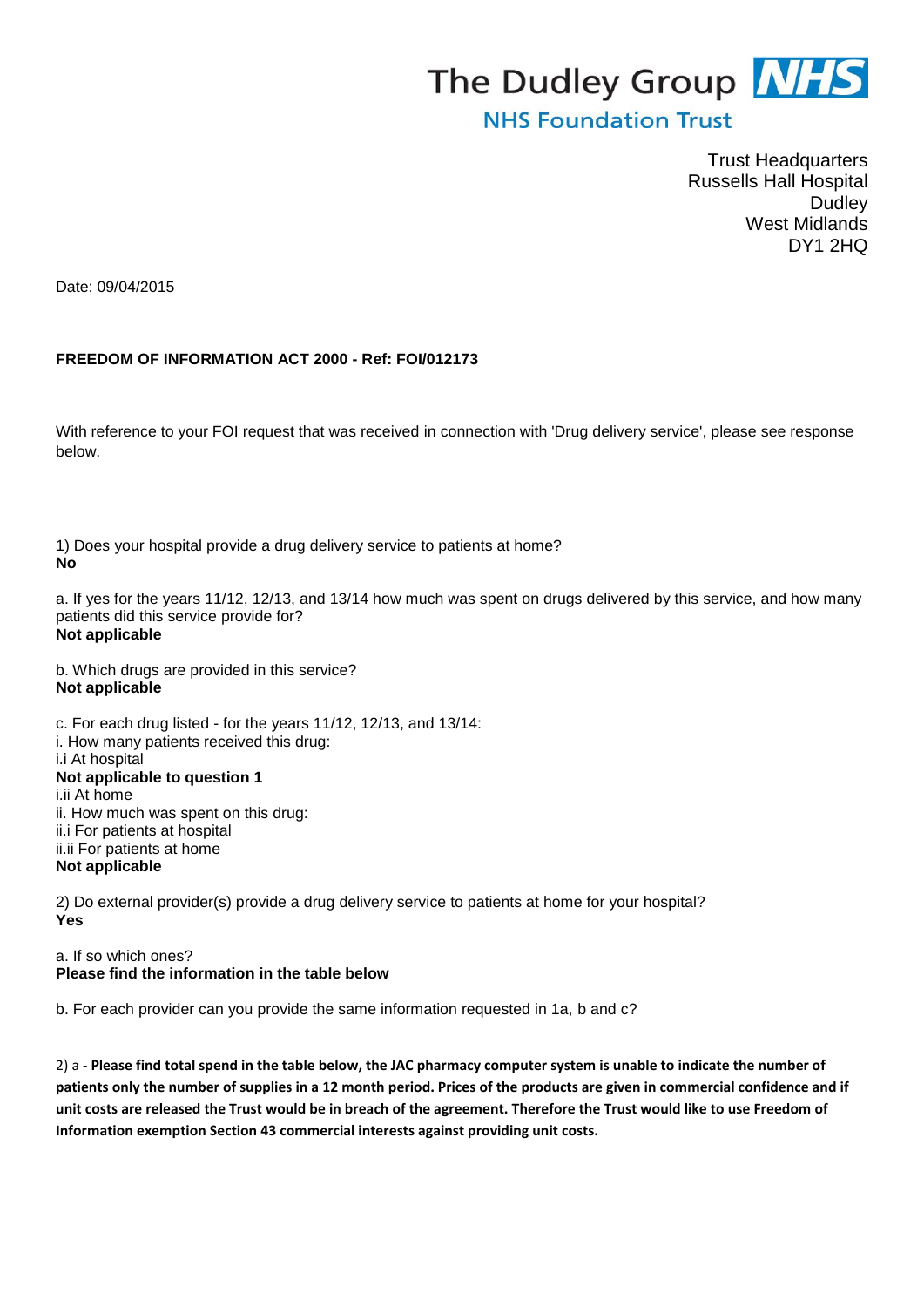**The Dudley Group NHS**
**NHS Foundation Trust**

Trust Headquarters
Russells Hall Hospital
Dudley
West Midlands
DY1 2HQ

Date: 09/04/2015

**FREEDOM OF INFORMATION ACT 2000 - Ref: FOI/012173**

With reference to your FOI request that was received in connection with 'Drug delivery service', please see response below.

1) Does your hospital provide a drug delivery service to patients at home?
**No**

a. If yes for the years 11/12, 12/13, and 13/14 how much was spent on drugs delivered by this service, and how many patients did this service provide for?
**Not applicable**

b. Which drugs are provided in this service?
**Not applicable**

c. For each drug listed - for the years 11/12, 12/13, and 13/14:
i. How many patients received this drug:
i.i At hospital
**Not applicable to question 1**
i.ii At home
ii. How much was spent on this drug:
ii.i For patients at hospital
ii.ii For patients at home
**Not applicable**

2) Do external provider(s) provide a drug delivery service to patients at home for your hospital?
**Yes**

a. If so which ones?
**Please find the information in the table below**

b. For each provider can you provide the same information requested in 1a, b and c?

2) a - **Please find total spend in the table below, the JAC pharmacy computer system is unable to indicate the number of patients only the number of supplies in a 12 month period. Prices of the products are given in commercial confidence and if unit costs are released the Trust would be in breach of the agreement. Therefore the Trust would like to use Freedom of Information exemption Section 43 commercial interests against providing unit costs.**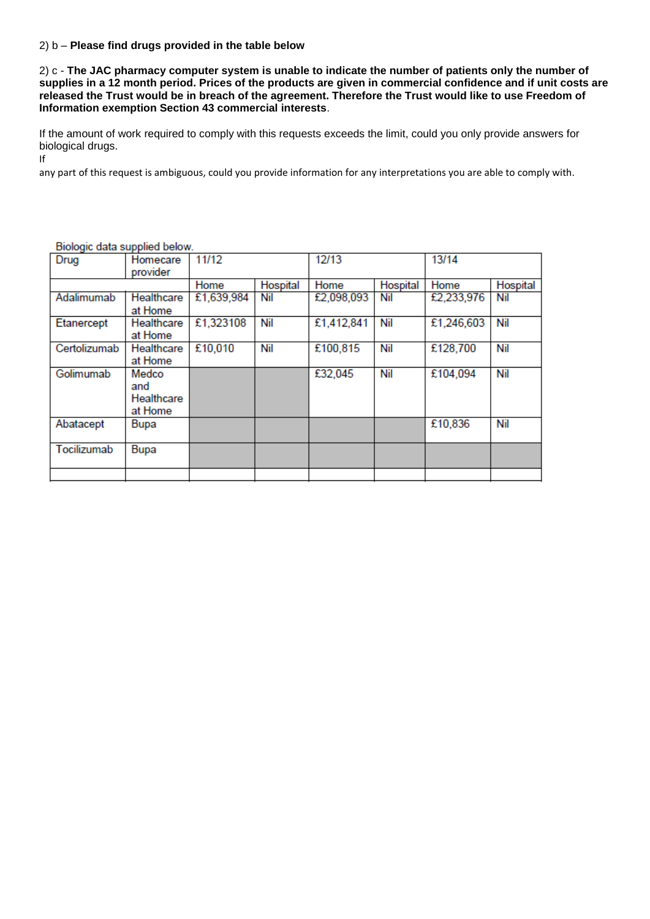2) b – **Please find drugs provided in the table below**

2) c - **The JAC pharmacy computer system is unable to indicate the number of patients only the number of supplies in a 12 month period. Prices of the products are given in commercial confidence and if unit costs are released the Trust would be in breach of the agreement. Therefore the Trust would like to use Freedom of Information exemption Section 43 commercial interests**.

If the amount of work required to comply with this requests exceeds the limit, could you only provide answers for biological drugs.

If any part of this request is ambiguous, could you provide information for any interpretations you are able to comply with.

Biologic data supplied below.

| Drug | Homecare provider | 11/12 | | 12/13 | | 13/14 | |
|---|---|---|---|---|---|---|---|
| | | Home | Hospital | Home | Hospital | Home | Hospital |
| Adalimumab | Healthcare at Home | £1,639,984 | Nil | £2,098,093 | Nil | £2,233,976 | Nil |
| Etanercept | Healthcare at Home | £1,323108 | Nil | £1,412,841 | Nil | £1,246,603 | Nil |
| Certolizumab | Healthcare at Home | £10,010 | Nil | £100,815 | Nil | £128,700 | Nil |
| Golimumab | Medco and Healthcare at Home | | | £32,045 | Nil | £104,094 | Nil |
| Abatacept | Bupa | | | | | £10,836 | Nil |
| Tocilizumab | Bupa | | | | | | |
| | | | | | | | |